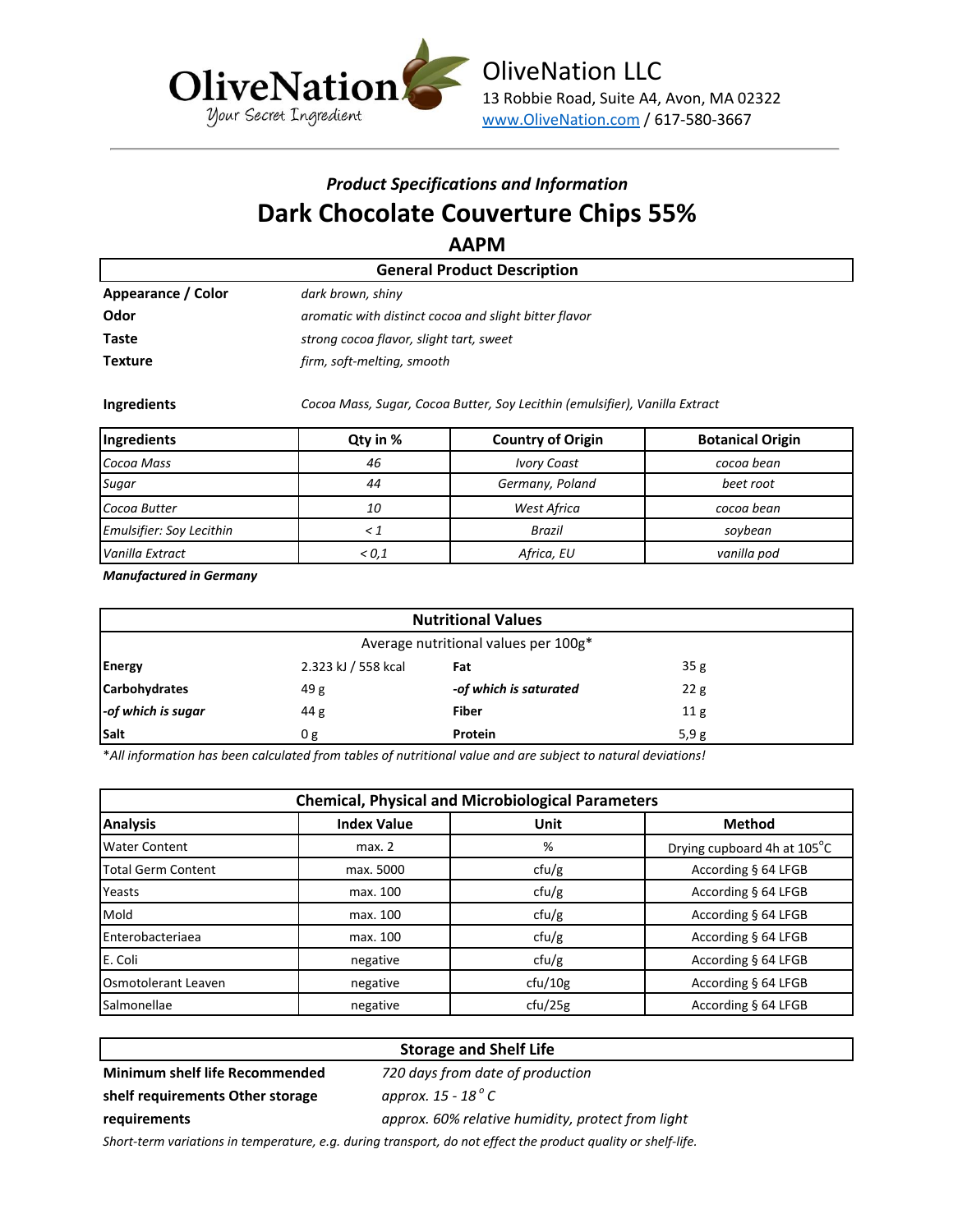OliveNation
Your Secret Ingredient

OliveNation LLC
13 Robbie Road, Suite A4, Avon, MA 02322
www.OliveNation.com / 617-580-3667

### *Product Specifications and Information*

# Dark Chocolate Couverture Chips 55%

## AAPM

| General Product Description | |
|---|---|
| **Appearance / Color** | *dark brown, shiny* |
| **Odor** | *aromatic with distinct cocoa and slight bitter flavor* |
| **Taste** | *strong cocoa flavor, slight tart, sweet* |
| **Texture** | *firm, soft-melting, smooth* |

**Ingredients** *Cocoa Mass, Sugar, Cocoa Butter, Soy Lecithin (emulsifier), Vanilla Extract*

| Ingredients | Qty in % | Country of Origin | Botanical Origin |
|---|---|---|---|
| *Cocoa Mass* | *46* | *Ivory Coast* | *cocoa bean* |
| *Sugar* | *44* | *Germany, Poland* | *beet root* |
| *Cocoa Butter* | *10* | *West Africa* | *cocoa bean* |
| *Emulsifier: Soy Lecithin* | *< 1* | *Brazil* | *soybean* |
| *Vanilla Extract* | *< 0,1* | *Africa, EU* | *vanilla pod* |

***Manufactured in Germany***

| Nutritional Values | | | |
|---|---|---|---|
| Average nutritional values per 100g* | | | |
| **Energy** | 2.323 kJ / 558 kcal | **Fat** | 35 g |
| **Carbohydrates** | 49 g | ***-of which is saturated*** | 22 g |
| ***-of which is sugar*** | 44 g | **Fiber** | 11 g |
| **Salt** | 0 g | **Protein** | 5,9 g |

**All information has been calculated from tables of nutritional value and are subject to natural deviations!*

| Chemical, Physical and Microbiological Parameters | | | |
|---|---|---|---|
| **Analysis** | **Index Value** | **Unit** | **Method** |
| Water Content | max. 2 | % | Drying cupboard 4h at 105°C |
| Total Germ Content | max. 5000 | cfu/g | According § 64 LFGB |
| Yeasts | max. 100 | cfu/g | According § 64 LFGB |
| Mold | max. 100 | cfu/g | According § 64 LFGB |
| Enterobacteriaea | max. 100 | cfu/g | According § 64 LFGB |
| E. Coli | negative | cfu/g | According § 64 LFGB |
| Osmotolerant Leaven | negative | cfu/10g | According § 64 LFGB |
| Salmonellae | negative | cfu/25g | According § 64 LFGB |

| Storage and Shelf Life | |
|---|---|
| **Minimum shelf life Recommended** | *720 days from date of production* |
| **shelf requirements Other storage** | *approx. 15 - 18° C* |
| **requirements** | *approx. 60% relative humidity, protect from light* |

*Short-term variations in temperature, e.g. during transport, do not effect the product quality or shelf-life.*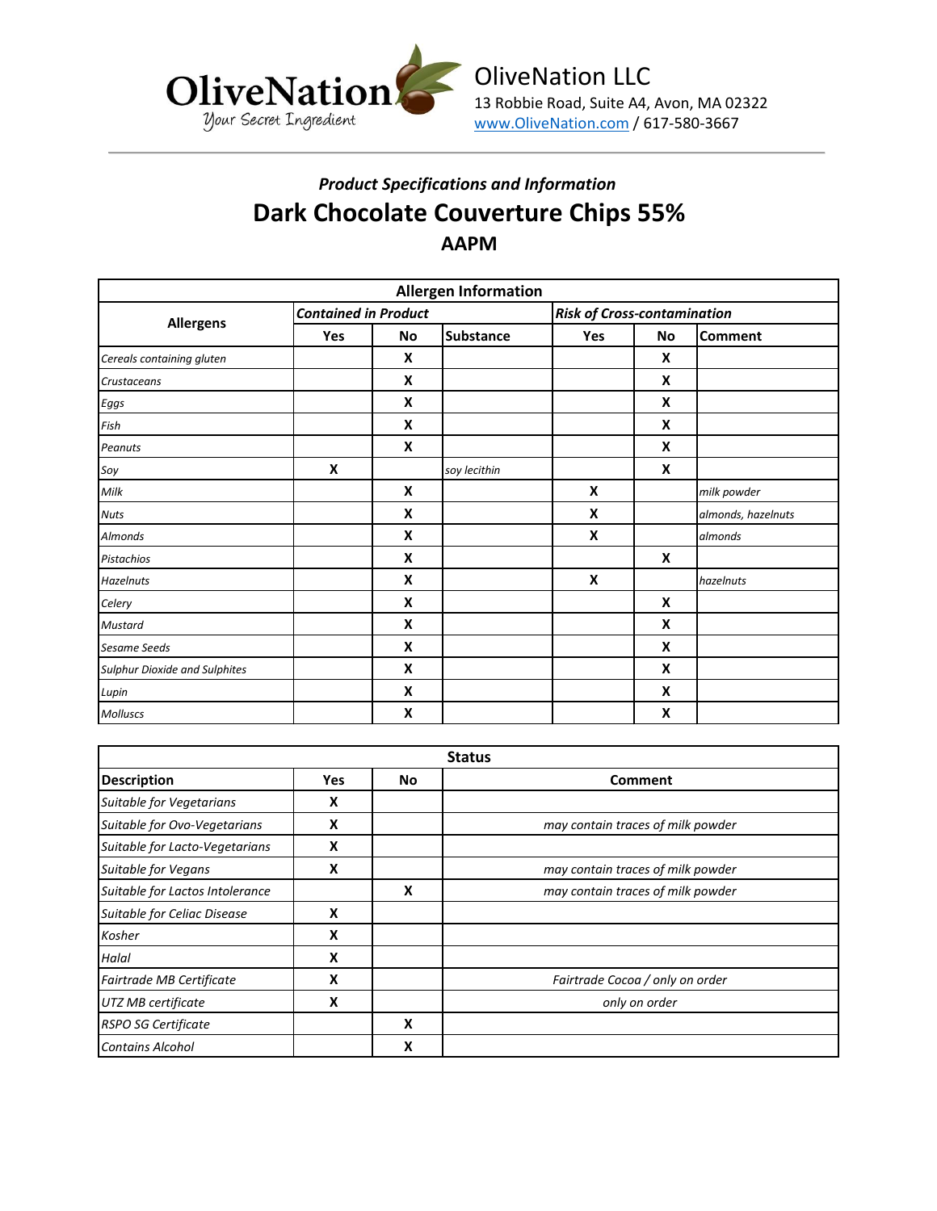OliveNation LLC
13 Robbie Road, Suite A4, Avon, MA 02322
www.OliveNation.com / 617-580-3667

### *Product Specifications and Information*

## Dark Chocolate Couverture Chips 55%

### AAPM

| Allergen Information | | | | | | |
|---|---|---|---|---|---|---|
| **Allergens** | ***Contained in Product*** | | | ***Risk of Cross-contamination*** | | |
| | **Yes** | **No** | **Substance** | **Yes** | **No** | **Comment** |
| *Cereals containing gluten* | | **X** | | | **X** | |
| *Crustaceans* | | **X** | | | **X** | |
| *Eggs* | | **X** | | | **X** | |
| *Fish* | | **X** | | | **X** | |
| *Peanuts* | | **X** | | | **X** | |
| *Soy* | **X** | | *soy lecithin* | | **X** | |
| *Milk* | | **X** | | **X** | | *milk powder* |
| *Nuts* | | **X** | | **X** | | *almonds, hazelnuts* |
| *Almonds* | | **X** | | **X** | | *almonds* |
| *Pistachios* | | **X** | | | **X** | |
| *Hazelnuts* | | **X** | | **X** | | *hazelnuts* |
| *Celery* | | **X** | | | **X** | |
| *Mustard* | | **X** | | | **X** | |
| *Sesame Seeds* | | **X** | | | **X** | |
| *Sulphur Dioxide and Sulphites* | | **X** | | | **X** | |
| *Lupin* | | **X** | | | **X** | |
| *Molluscs* | | **X** | | | **X** | |

| Status | | | |
|---|---|---|---|
| **Description** | **Yes** | **No** | **Comment** |
| *Suitable for Vegetarians* | **X** | | |
| *Suitable for Ovo-Vegetarians* | **X** | | *may contain traces of milk powder* |
| *Suitable for Lacto-Vegetarians* | **X** | | |
| *Suitable for Vegans* | **X** | | *may contain traces of milk powder* |
| *Suitable for Lactos Intolerance* | | **X** | *may contain traces of milk powder* |
| *Suitable for Celiac Disease* | **X** | | |
| *Kosher* | **X** | | |
| *Halal* | **X** | | |
| *Fairtrade MB Certificate* | **X** | | *Fairtrade Cocoa / only on order* |
| *UTZ MB certificate* | **X** | | *only on order* |
| *RSPO SG Certificate* | | **X** | |
| *Contains Alcohol* | | **X** | |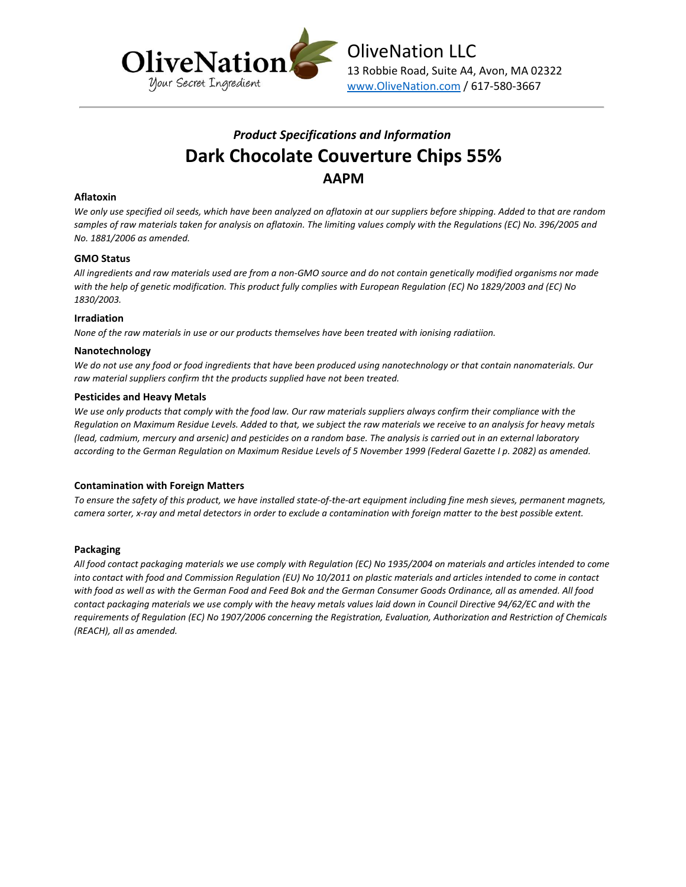OliveNation LLC
13 Robbie Road, Suite A4, Avon, MA 02322
www.OliveNation.com / 617-580-3667

*Product Specifications and Information*

# Dark Chocolate Couverture Chips 55%

## AAPM

### Aflatoxin

*We only use specified oil seeds, which have been analyzed on aflatoxin at our suppliers before shipping. Added to that are random samples of raw materials taken for analysis on aflatoxin. The limiting values comply with the Regulations (EC) No. 396/2005 and No. 1881/2006 as amended.*

### GMO Status

*All ingredients and raw materials used are from a non-GMO source and do not contain genetically modified organisms nor made with the help of genetic modification. This product fully complies with European Regulation (EC) No 1829/2003 and (EC) No 1830/2003.*

### Irradiation

*None of the raw materials in use or our products themselves have been treated with ionising radiatiion.*

### Nanotechnology

*We do not use any food or food ingredients that have been produced using nanotechnology or that contain nanomaterials. Our raw material suppliers confirm tht the products supplied have not been treated.*

### Pesticides and Heavy Metals

*We use only products that comply with the food law. Our raw materials suppliers always confirm their compliance with the Regulation on Maximum Residue Levels. Added to that, we subject the raw materials we receive to an analysis for heavy metals (lead, cadmium, mercury and arsenic) and pesticides on a random base. The analysis is carried out in an external laboratory according to the German Regulation on Maximum Residue Levels of 5 November 1999 (Federal Gazette I p. 2082) as amended.*

### Contamination with Foreign Matters

*To ensure the safety of this product, we have installed state-of-the-art equipment including fine mesh sieves, permanent magnets, camera sorter, x-ray and metal detectors in order to exclude a contamination with foreign matter to the best possible extent.*

### Packaging

*All food contact packaging materials we use comply with Regulation (EC) No 1935/2004 on materials and articles intended to come into contact with food and Commission Regulation (EU) No 10/2011 on plastic materials and articles intended to come in contact with food as well as with the German Food and Feed Bok and the German Consumer Goods Ordinance, all as amended. All food contact packaging materials we use comply with the heavy metals values laid down in Council Directive 94/62/EC and with the requirements of Regulation (EC) No 1907/2006 concerning the Registration, Evaluation, Authorization and Restriction of Chemicals (REACH), all as amended.*